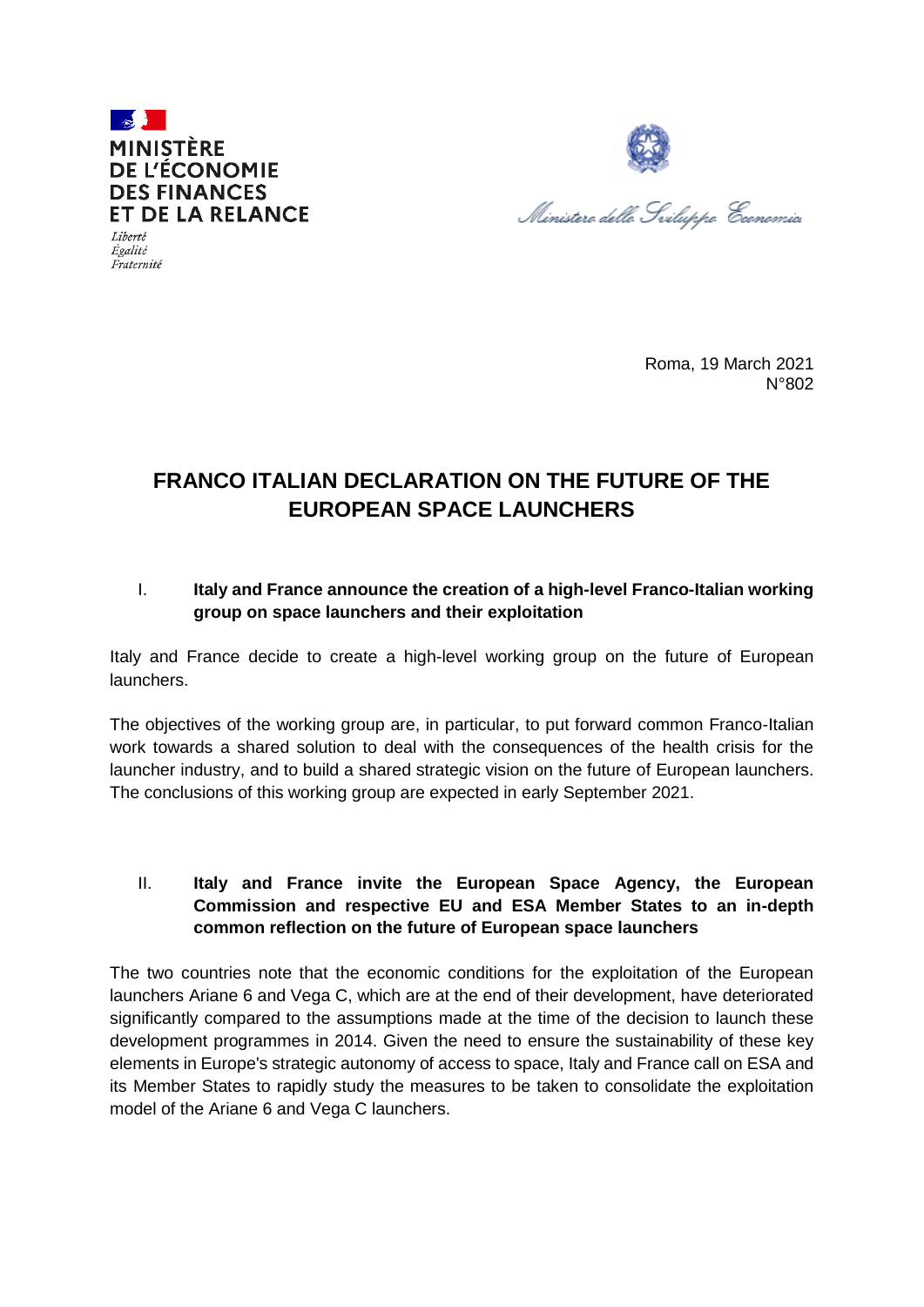MINISTÈRE
DE L'ÉCONOMIE
DES FINANCES
ET DE LA RELANCE

*Liberté*
*Égalité*
*Fraternité*

*Ministero dello Sviluppo Economico*

Roma, 19 March 2021
N°802

# FRANCO ITALIAN DECLARATION ON THE FUTURE OF THE EUROPEAN SPACE LAUNCHERS

## I. Italy and France announce the creation of a high-level Franco-Italian working group on space launchers and their exploitation

Italy and France decide to create a high-level working group on the future of European launchers.

The objectives of the working group are, in particular, to put forward common Franco-Italian work towards a shared solution to deal with the consequences of the health crisis for the launcher industry, and to build a shared strategic vision on the future of European launchers. The conclusions of this working group are expected in early September 2021.

## II. Italy and France invite the European Space Agency, the European Commission and respective EU and ESA Member States to an in-depth common reflection on the future of European space launchers

The two countries note that the economic conditions for the exploitation of the European launchers Ariane 6 and Vega C, which are at the end of their development, have deteriorated significantly compared to the assumptions made at the time of the decision to launch these development programmes in 2014. Given the need to ensure the sustainability of these key elements in Europe's strategic autonomy of access to space, Italy and France call on ESA and its Member States to rapidly study the measures to be taken to consolidate the exploitation model of the Ariane 6 and Vega C launchers.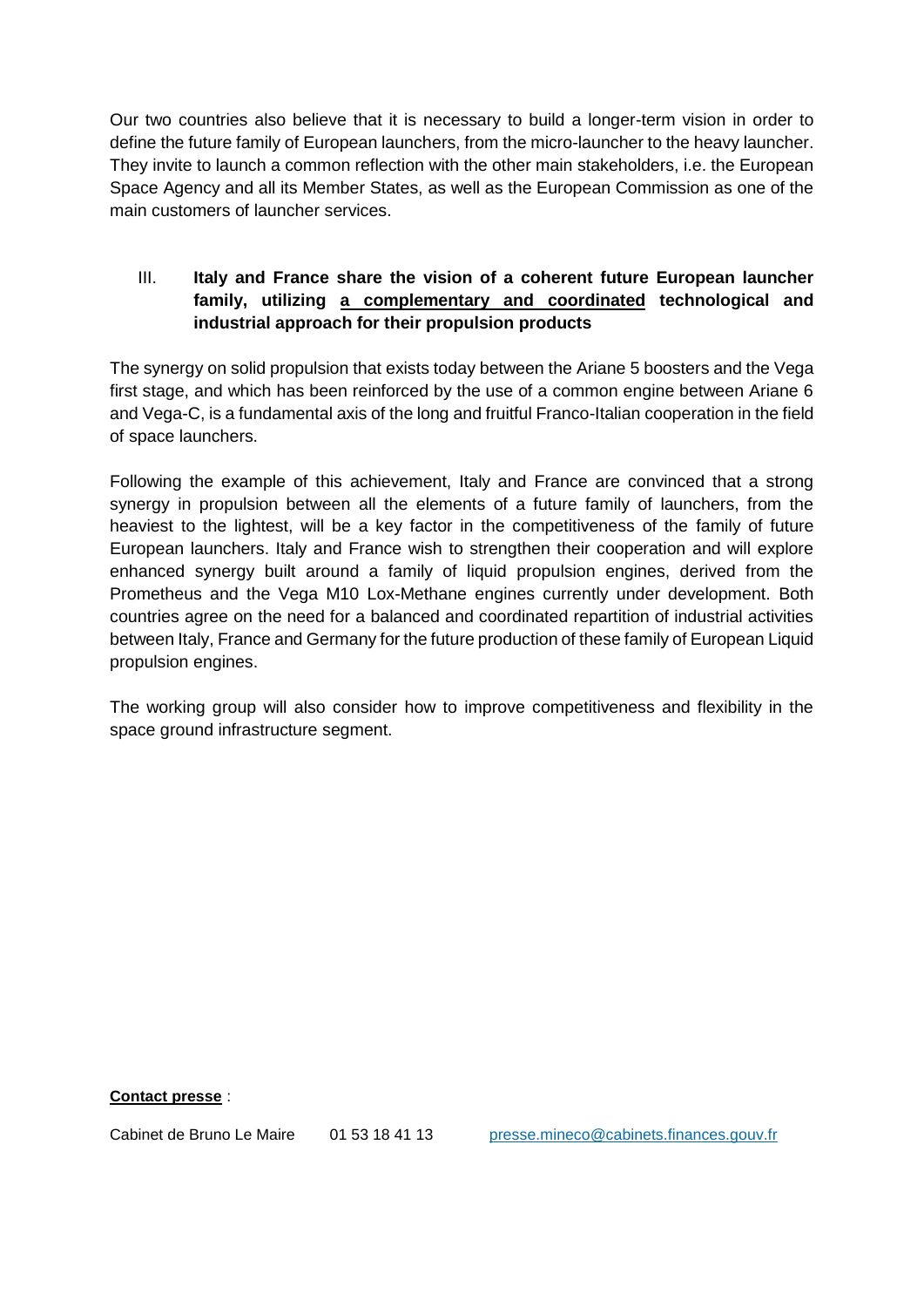Our two countries also believe that it is necessary to build a longer-term vision in order to define the future family of European launchers, from the micro-launcher to the heavy launcher. They invite to launch a common reflection with the other main stakeholders, i.e. the European Space Agency and all its Member States, as well as the European Commission as one of the main customers of launcher services.

## III. Italy and France share the vision of a coherent future European launcher family, utilizing a complementary and coordinated technological and industrial approach for their propulsion products

The synergy on solid propulsion that exists today between the Ariane 5 boosters and the Vega first stage, and which has been reinforced by the use of a common engine between Ariane 6 and Vega-C, is a fundamental axis of the long and fruitful Franco-Italian cooperation in the field of space launchers.

Following the example of this achievement, Italy and France are convinced that a strong synergy in propulsion between all the elements of a future family of launchers, from the heaviest to the lightest, will be a key factor in the competitiveness of the family of future European launchers. Italy and France wish to strengthen their cooperation and will explore enhanced synergy built around a family of liquid propulsion engines, derived from the Prometheus and the Vega M10 Lox-Methane engines currently under development. Both countries agree on the need for a balanced and coordinated repartition of industrial activities between Italy, France and Germany for the future production of these family of European Liquid propulsion engines.

The working group will also consider how to improve competitiveness and flexibility in the space ground infrastructure segment.

**Contact presse** :

Cabinet de Bruno Le Maire 01 53 18 41 13 presse.mineco@cabinets.finances.gouv.fr